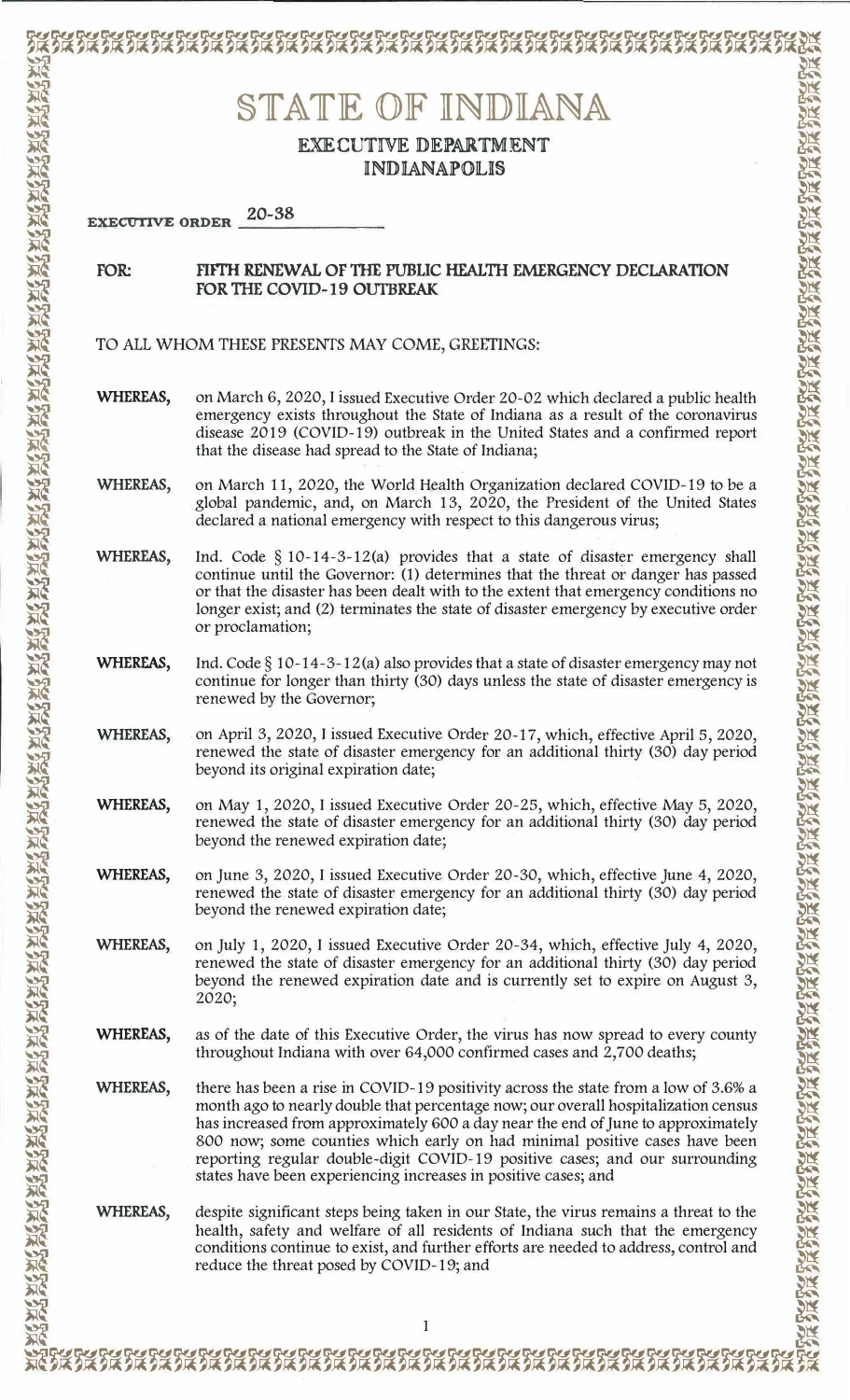# STATE OF INDIANA

## EXECUTIVE DEPARTMENT
## INDIANAPOLIS

**EXECUTIVE ORDER** 20-38

**FOR:** **FIFTH RENEWAL OF THE PUBLIC HEALTH EMERGENCY DECLARATION FOR THE COVID-19 OUTBREAK**

TO ALL WHOM THESE PRESENTS MAY COME, GREETINGS:

**WHEREAS,** on March 6, 2020, I issued Executive Order 20-02 which declared a public health emergency exists throughout the State of Indiana as a result of the coronavirus disease 2019 (COVID-19) outbreak in the United States and a confirmed report that the disease had spread to the State of Indiana;

**WHEREAS,** on March 11, 2020, the World Health Organization declared COVID-19 to be a global pandemic, and, on March 13, 2020, the President of the United States declared a national emergency with respect to this dangerous virus;

**WHEREAS,** Ind. Code § 10-14-3-12(a) provides that a state of disaster emergency shall continue until the Governor: (1) determines that the threat or danger has passed or that the disaster has been dealt with to the extent that emergency conditions no longer exist; and (2) terminates the state of disaster emergency by executive order or proclamation;

**WHEREAS,** Ind. Code § 10-14-3-12(a) also provides that a state of disaster emergency may not continue for longer than thirty (30) days unless the state of disaster emergency is renewed by the Governor;

**WHEREAS,** on April 3, 2020, I issued Executive Order 20-17, which, effective April 5, 2020, renewed the state of disaster emergency for an additional thirty (30) day period beyond its original expiration date;

**WHEREAS,** on May 1, 2020, I issued Executive Order 20-25, which, effective May 5, 2020, renewed the state of disaster emergency for an additional thirty (30) day period beyond the renewed expiration date;

**WHEREAS,** on June 3, 2020, I issued Executive Order 20-30, which, effective June 4, 2020, renewed the state of disaster emergency for an additional thirty (30) day period beyond the renewed expiration date;

**WHEREAS,** on July 1, 2020, I issued Executive Order 20-34, which, effective July 4, 2020, renewed the state of disaster emergency for an additional thirty (30) day period beyond the renewed expiration date and is currently set to expire on August 3, 2020;

**WHEREAS,** as of the date of this Executive Order, the virus has now spread to every county throughout Indiana with over 64,000 confirmed cases and 2,700 deaths;

**WHEREAS,** there has been a rise in COVID-19 positivity across the state from a low of 3.6% a month ago to nearly double that percentage now; our overall hospitalization census has increased from approximately 600 a day near the end of June to approximately 800 now; some counties which early on had minimal positive cases have been reporting regular double-digit COVID-19 positive cases; and our surrounding states have been experiencing increases in positive cases; and

**WHEREAS,** despite significant steps being taken in our State, the virus remains a threat to the health, safety and welfare of all residents of Indiana such that the emergency conditions continue to exist, and further efforts are needed to address, control and reduce the threat posed by COVID-19; and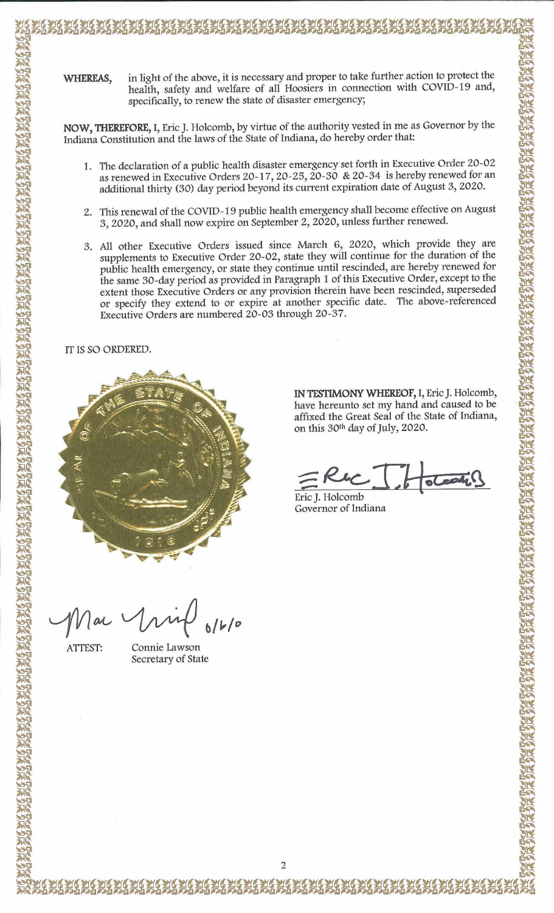**WHEREAS,** in light of the above, it is necessary and proper to take further action to protect the health, safety and welfare of all Hoosiers in connection with COVID-19 and, specifically, to renew the state of disaster emergency;

**NOW, THEREFORE,** I, Eric J. Holcomb, by virtue of the authority vested in me as Governor by the Indiana Constitution and the laws of the State of Indiana, do hereby order that:

1. The declaration of a public health disaster emergency set forth in Executive Order 20-02 as renewed in Executive Orders 20-17, 20-25, 20-30 & 20-34 is hereby renewed for an additional thirty (30) day period beyond its current expiration date of August 3, 2020.
2. This renewal of the COVID-19 public health emergency shall become effective on August 3, 2020, and shall now expire on September 2, 2020, unless further renewed.
3. All other Executive Orders issued since March 6, 2020, which provide they are supplements to Executive Order 20-02, state they will continue for the duration of the public health emergency, or state they continue until rescinded, are hereby renewed for the same 30-day period as provided in Paragraph 1 of this Executive Order, except to the extent those Executive Orders or any provision therein have been rescinded, superseded or specify they extend to or expire at another specific date. The above-referenced Executive Orders are numbered 20-03 through 20-37.

IT IS SO ORDERED.

**IN TESTIMONY WHEREOF,** I, Eric J. Holcomb, have hereunto set my hand and caused to be affixed the Great Seal of the State of Indiana, on this 30th day of July, 2020.

Eric J. Holcomb
Governor of Indiana

ATTEST: Connie Lawson
Secretary of State